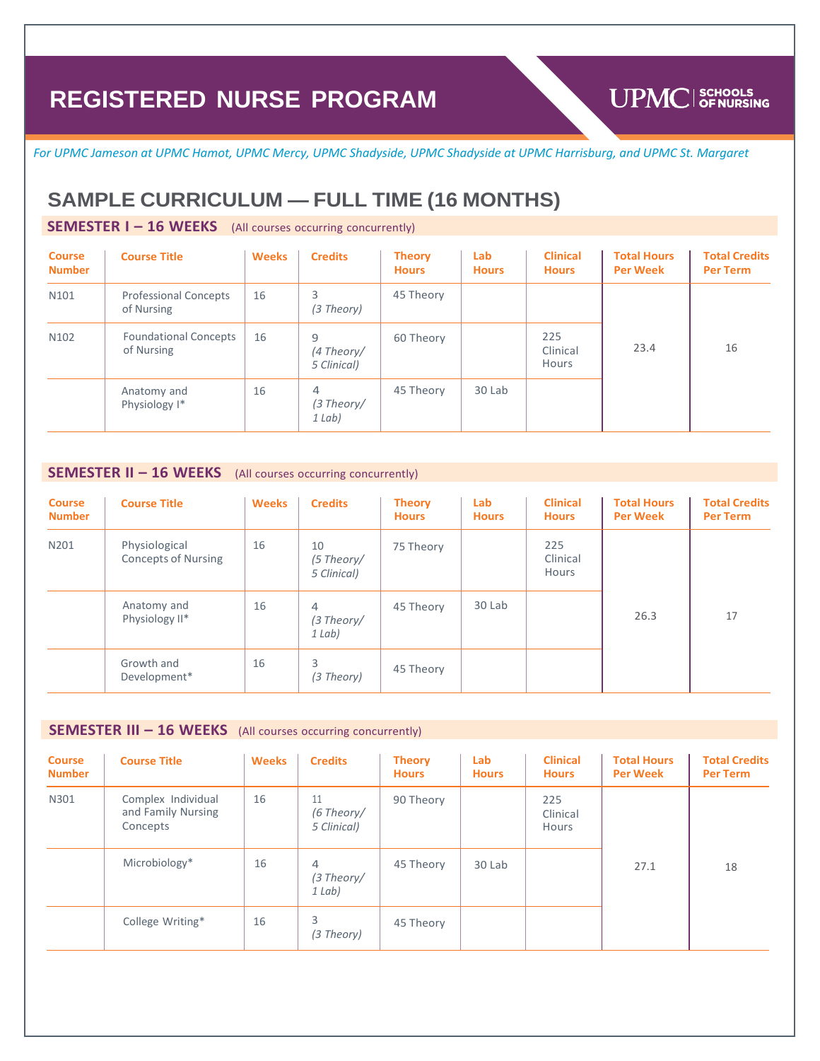# REGISTERED NURSE PROGRAM

UPMC SCHOOLS OF NURSING

*For UPMC Jameson at UPMC Hamot, UPMC Mercy, UPMC Shadyside, UPMC Shadyside at UPMC Harrisburg, and UPMC St. Margaret*

## SAMPLE CURRICULUM — FULL TIME (16 MONTHS)

### SEMESTER I – 16 WEEKS (All courses occurring concurrently)

| Course Number | Course Title | Weeks | Credits | Theory Hours | Lab Hours | Clinical Hours | Total Hours Per Week | Total Credits Per Term |
|---|---|---|---|---|---|---|---|---|
| N101 | Professional Concepts of Nursing | 16 | 3 *(3 Theory)* | 45 Theory | | | 23.4 | 16 |
| N102 | Foundational Concepts of Nursing | 16 | 9 *(4 Theory/ 5 Clinical)* | 60 Theory | | 225 Clinical Hours | | |
| | Anatomy and Physiology I* | 16 | 4 *(3 Theory/ 1 Lab)* | 45 Theory | 30 Lab | | | |

### SEMESTER II – 16 WEEKS (All courses occurring concurrently)

| Course Number | Course Title | Weeks | Credits | Theory Hours | Lab Hours | Clinical Hours | Total Hours Per Week | Total Credits Per Term |
|---|---|---|---|---|---|---|---|---|
| N201 | Physiological Concepts of Nursing | 16 | 10 *(5 Theory/ 5 Clinical)* | 75 Theory | | 225 Clinical Hours | 26.3 | 17 |
| | Anatomy and Physiology II* | 16 | 4 *(3 Theory/ 1 Lab)* | 45 Theory | 30 Lab | | | |
| | Growth and Development* | 16 | 3 *(3 Theory)* | 45 Theory | | | | |

### SEMESTER III – 16 WEEKS (All courses occurring concurrently)

| Course Number | Course Title | Weeks | Credits | Theory Hours | Lab Hours | Clinical Hours | Total Hours Per Week | Total Credits Per Term |
|---|---|---|---|---|---|---|---|---|
| N301 | Complex Individual and Family Nursing Concepts | 16 | 11 *(6 Theory/ 5 Clinical)* | 90 Theory | | 225 Clinical Hours | 27.1 | 18 |
| | Microbiology* | 16 | 4 *(3 Theory/ 1 Lab)* | 45 Theory | 30 Lab | | | |
| | College Writing* | 16 | 3 *(3 Theory)* | 45 Theory | | | | |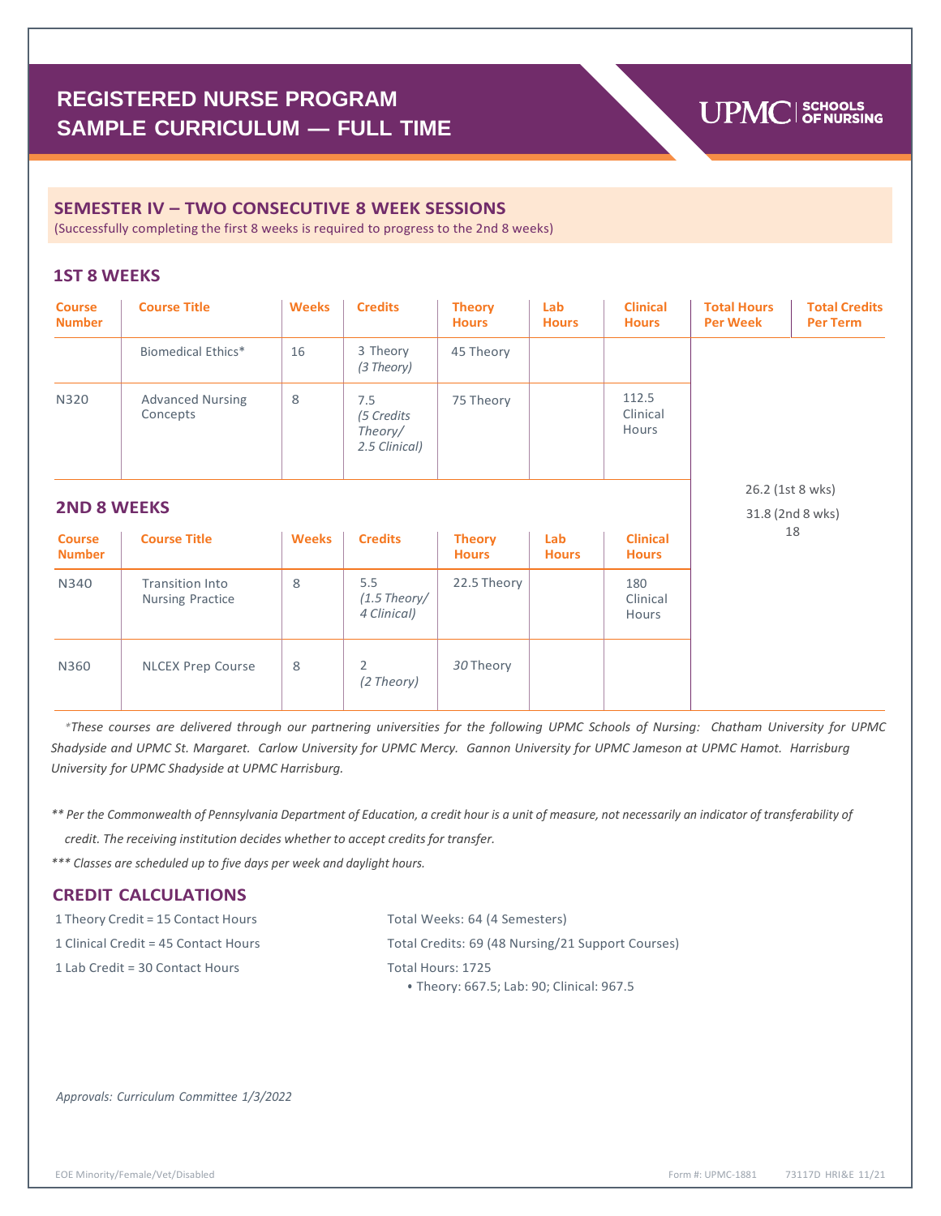# REGISTERED NURSE PROGRAM SAMPLE CURRICULUM — FULL TIME

## SEMESTER IV – TWO CONSECUTIVE 8 WEEK SESSIONS

(Successfully completing the first 8 weeks is required to progress to the 2nd 8 weeks)

### 1ST 8 WEEKS

| Course Number | Course Title | Weeks | Credits | Theory Hours | Lab Hours | Clinical Hours | Total Hours Per Week | Total Credits Per Term |
|---|---|---|---|---|---|---|---|---|
| | Biomedical Ethics* | 16 | 3 Theory *(3 Theory)* | 45 Theory | | | 26.2 (1st 8 wks) 31.8 (2nd 8 wks) | 18 |
| N320 | Advanced Nursing Concepts | 8 | 7.5 *(5 Credits Theory/ 2.5 Clinical)* | 75 Theory | | 112.5 Clinical Hours | | |

### 2ND 8 WEEKS

| Course Number | Course Title | Weeks | Credits | Theory Hours | Lab Hours | Clinical Hours |
|---|---|---|---|---|---|---|
| N340 | Transition Into Nursing Practice | 8 | 5.5 *(1.5 Theory/ 4 Clinical)* | 22.5 Theory | | 180 Clinical Hours |
| N360 | NLCEX Prep Course | 8 | 2 *(2 Theory)* | *30* Theory | | |

*These courses are delivered through our partnering universities for the following UPMC Schools of Nursing: Chatham University for UPMC Shadyside and UPMC St. Margaret. Carlow University for UPMC Mercy. Gannon University for UPMC Jameson at UPMC Hamot. Harrisburg University for UPMC Shadyside at UPMC Harrisburg.*

*** Per the Commonwealth of Pennsylvania Department of Education, a credit hour is a unit of measure, not necessarily an indicator of transferability of credit. The receiving institution decides whether to accept credits for transfer.*

**** Classes are scheduled up to five days per week and daylight hours.*

## CREDIT CALCULATIONS

1 Theory Credit = 15 Contact Hours

1 Clinical Credit = 45 Contact Hours

1 Lab Credit = 30 Contact Hours

Total Weeks: 64 (4 Semesters)

Total Credits: 69 (48 Nursing/21 Support Courses)

Total Hours: 1725

- Theory: 667.5; Lab: 90; Clinical: 967.5

*Approvals: Curriculum Committee 1/3/2022*

EOE Minority/Female/Vet/Disabled

Form #: UPMC-1881 73117D HRI&E 11/21